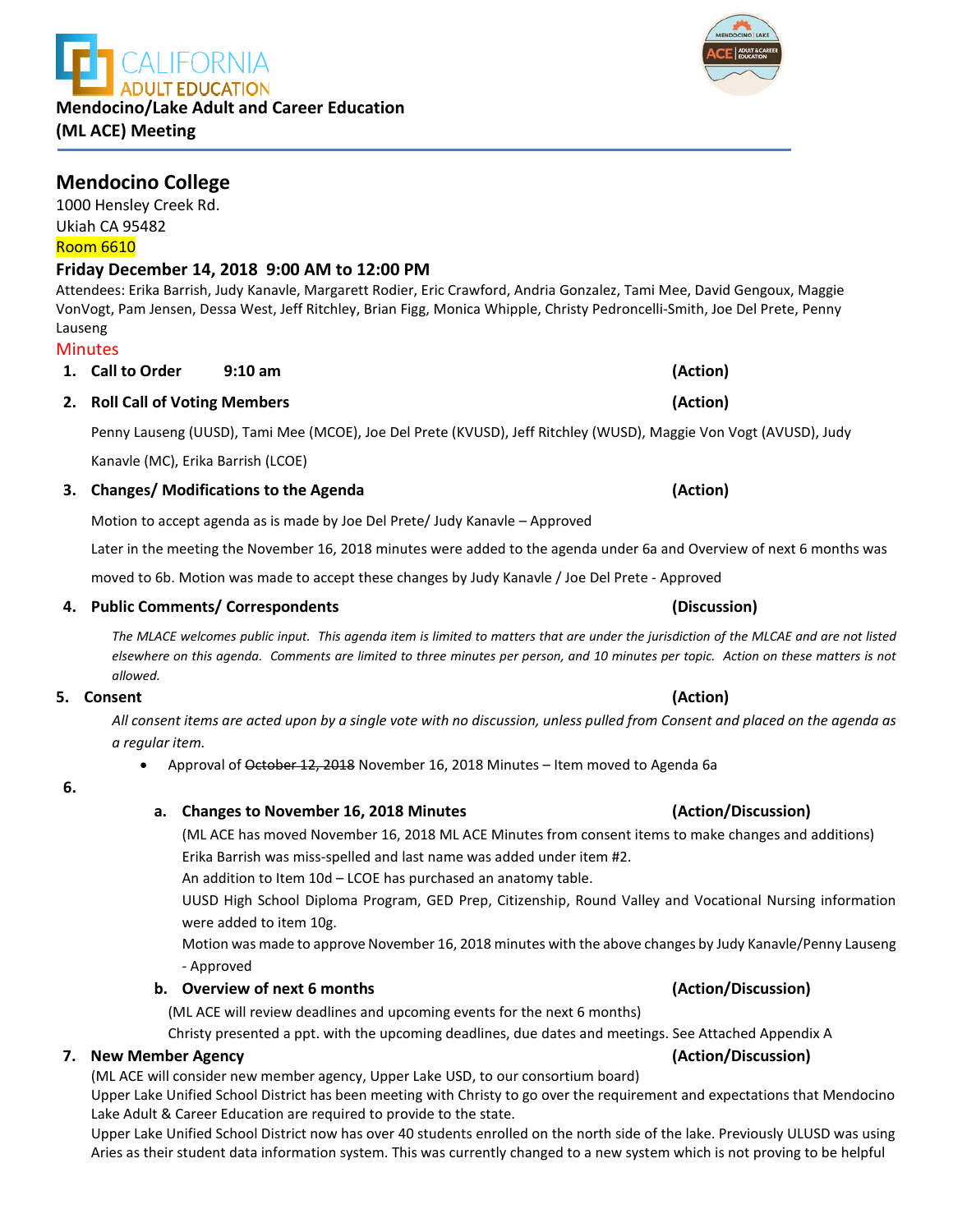CALIFORNIA ADULT EDUCATION

**Mendocino/Lake Adult and Career Education (ML ACE) Meeting**

## Mendocino College

1000 Hensley Creek Rd.
Ukiah CA 95482
Room 6610

**Friday December 14, 2018 9:00 AM to 12:00 PM**

Attendees: Erika Barrish, Judy Kanavle, Margarett Rodier, Eric Crawford, Andria Gonzalez, Tami Mee, David Gengoux, Maggie VonVogt, Pam Jensen, Dessa West, Jeff Ritchley, Brian Figg, Monica Whipple, Christy Pedroncelli-Smith, Joe Del Prete, Penny Lauseng

Minutes

1. **Call to Order 9:10 am** **(Action)**

2. **Roll Call of Voting Members** **(Action)**

   Penny Lauseng (UUSD), Tami Mee (MCOE), Joe Del Prete (KVUSD), Jeff Ritchley (WUSD), Maggie Von Vogt (AVUSD), Judy Kanavle (MC), Erika Barrish (LCOE)

3. **Changes/ Modifications to the Agenda** **(Action)**

   Motion to accept agenda as is made by Joe Del Prete/ Judy Kanavle – Approved

   Later in the meeting the November 16, 2018 minutes were added to the agenda under 6a and Overview of next 6 months was moved to 6b. Motion was made to accept these changes by Judy Kanavle / Joe Del Prete - Approved

4. **Public Comments/ Correspondents** **(Discussion)**

   *The MLACE welcomes public input. This agenda item is limited to matters that are under the jurisdiction of the MLCAE and are not listed elsewhere on this agenda. Comments are limited to three minutes per person, and 10 minutes per topic. Action on these matters is not allowed.*

5. **Consent** **(Action)**

   *All consent items are acted upon by a single vote with no discussion, unless pulled from Consent and placed on the agenda as a regular item.*

   - Approval of ~~October 12, 2018~~ November 16, 2018 Minutes – Item moved to Agenda 6a

6.

   a. **Changes to November 16, 2018 Minutes** **(Action/Discussion)**

   (ML ACE has moved November 16, 2018 ML ACE Minutes from consent items to make changes and additions)
   Erika Barrish was miss-spelled and last name was added under item #2.
   An addition to Item 10d – LCOE has purchased an anatomy table.
   UUSD High School Diploma Program, GED Prep, Citizenship, Round Valley and Vocational Nursing information were added to item 10g.
   Motion was made to approve November 16, 2018 minutes with the above changes by Judy Kanavle/Penny Lauseng - Approved

   b. **Overview of next 6 months** **(Action/Discussion)**

   (ML ACE will review deadlines and upcoming events for the next 6 months)
   Christy presented a ppt. with the upcoming deadlines, due dates and meetings. See Attached Appendix A

7. **New Member Agency** **(Action/Discussion)**

   (ML ACE will consider new member agency, Upper Lake USD, to our consortium board)
   Upper Lake Unified School District has been meeting with Christy to go over the requirement and expectations that Mendocino Lake Adult & Career Education are required to provide to the state.
   Upper Lake Unified School District now has over 40 students enrolled on the north side of the lake. Previously ULUSD was using Aries as their student data information system. This was currently changed to a new system which is not proving to be helpful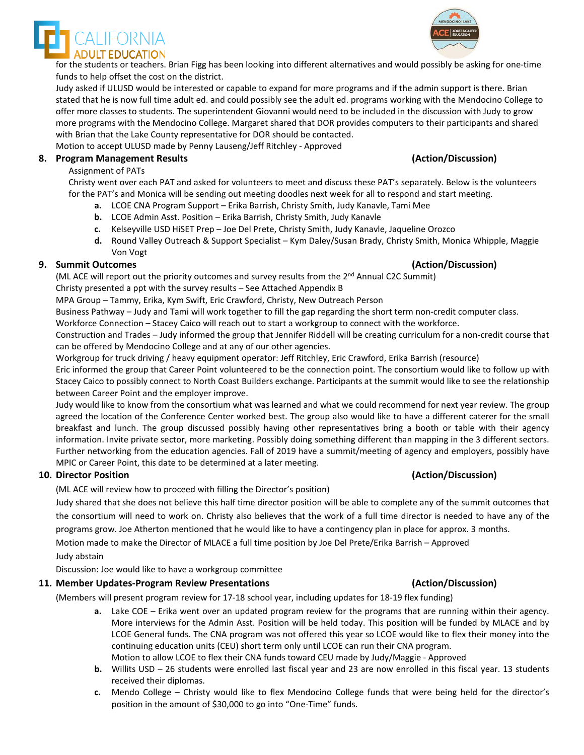for the students or teachers. Brian Figg has been looking into different alternatives and would possibly be asking for one-time funds to help offset the cost on the district.

Judy asked if ULUSD would be interested or capable to expand for more programs and if the admin support is there. Brian stated that he is now full time adult ed. and could possibly see the adult ed. programs working with the Mendocino College to offer more classes to students. The superintendent Giovanni would need to be included in the discussion with Judy to grow more programs with the Mendocino College. Margaret shared that DOR provides computers to their participants and shared with Brian that the Lake County representative for DOR should be contacted.

Motion to accept ULUSD made by Penny Lauseng/Jeff Ritchley - Approved

**8. Program Management Results (Action/Discussion)**

Assignment of PATs

Christy went over each PAT and asked for volunteers to meet and discuss these PAT's separately. Below is the volunteers for the PAT's and Monica will be sending out meeting doodles next week for all to respond and start meeting.

- **a.** LCOE CNA Program Support – Erika Barrish, Christy Smith, Judy Kanavle, Tami Mee
- **b.** LCOE Admin Asst. Position – Erika Barrish, Christy Smith, Judy Kanavle
- **c.** Kelseyville USD HiSET Prep – Joe Del Prete, Christy Smith, Judy Kanavle, Jaqueline Orozco
- **d.** Round Valley Outreach & Support Specialist – Kym Daley/Susan Brady, Christy Smith, Monica Whipple, Maggie Von Vogt

**9. Summit Outcomes (Action/Discussion)**

(ML ACE will report out the priority outcomes and survey results from the 2nd Annual C2C Summit)

Christy presented a ppt with the survey results – See Attached Appendix B

MPA Group – Tammy, Erika, Kym Swift, Eric Crawford, Christy, New Outreach Person

Business Pathway – Judy and Tami will work together to fill the gap regarding the short term non-credit computer class.

Workforce Connection – Stacey Caico will reach out to start a workgroup to connect with the workforce.

Construction and Trades – Judy informed the group that Jennifer Riddell will be creating curriculum for a non-credit course that can be offered by Mendocino College and at any of our other agencies.

Workgroup for truck driving / heavy equipment operator: Jeff Ritchley, Eric Crawford, Erika Barrish (resource)

Eric informed the group that Career Point volunteered to be the connection point. The consortium would like to follow up with Stacey Caico to possibly connect to North Coast Builders exchange. Participants at the summit would like to see the relationship between Career Point and the employer improve.

Judy would like to know from the consortium what was learned and what we could recommend for next year review. The group agreed the location of the Conference Center worked best. The group also would like to have a different caterer for the small breakfast and lunch. The group discussed possibly having other representatives bring a booth or table with their agency information. Invite private sector, more marketing. Possibly doing something different than mapping in the 3 different sectors. Further networking from the education agencies. Fall of 2019 have a summit/meeting of agency and employers, possibly have MPIC or Career Point, this date to be determined at a later meeting.

**10. Director Position (Action/Discussion)**

(ML ACE will review how to proceed with filling the Director's position)

Judy shared that she does not believe this half time director position will be able to complete any of the summit outcomes that the consortium will need to work on. Christy also believes that the work of a full time director is needed to have any of the programs grow. Joe Atherton mentioned that he would like to have a contingency plan in place for approx. 3 months.

Motion made to make the Director of MLACE a full time position by Joe Del Prete/Erika Barrish – Approved

Judy abstain

Discussion: Joe would like to have a workgroup committee

**11. Member Updates-Program Review Presentations (Action/Discussion)**

(Members will present program review for 17-18 school year, including updates for 18-19 flex funding)

- **a.** Lake COE – Erika went over an updated program review for the programs that are running within their agency. More interviews for the Admin Asst. Position will be held today. This position will be funded by MLACE and by LCOE General funds. The CNA program was not offered this year so LCOE would like to flex their money into the continuing education units (CEU) short term only until LCOE can run their CNA program.
  Motion to allow LCOE to flex their CNA funds toward CEU made by Judy/Maggie - Approved
- **b.** Willits USD – 26 students were enrolled last fiscal year and 23 are now enrolled in this fiscal year. 13 students received their diplomas.
- **c.** Mendo College – Christy would like to flex Mendocino College funds that were being held for the director's position in the amount of $30,000 to go into "One-Time" funds.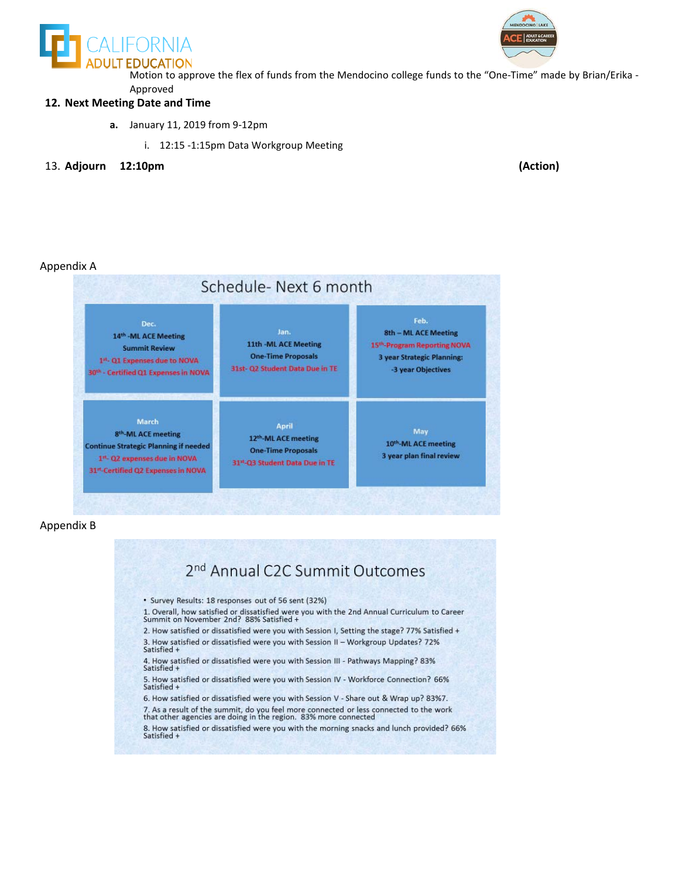Motion to approve the flex of funds from the Mendocino college funds to the "One-Time" made by Brian/Erika - Approved

**12. Next Meeting Date and Time**

- **a.** January 11, 2019 from 9-12pm
  - i. 12:15 -1:15pm Data Workgroup Meeting

13. **Adjourn 12:10pm** **(Action)**

Appendix A

## Schedule- Next 6 month

| Dec. | Jan. | Feb. |
|---|---|---|
| 14th -ML ACE Meeting<br>Summit Review<br>1st- Q1 Expenses due to NOVA<br>30th - Certified Q1 Expenses in NOVA | 11th -ML ACE Meeting<br>One-Time Proposals<br>31st- Q2 Student Data Due in TE | 8th – ML ACE Meeting<br>15th-Program Reporting NOVA<br>3 year Strategic Planning:<br>-3 year Objectives |
| **March** | **April** | **May** |
| 8th-ML ACE meeting<br>Continue Strategic Planning if needed<br>1st- Q2 expenses due in NOVA<br>31st-Certified Q2 Expenses in NOVA | 12th-ML ACE meeting<br>One-Time Proposals<br>31st-Q3 Student Data Due in TE | 10th-ML ACE meeting<br>3 year plan final review |

Appendix B

## 2nd Annual C2C Summit Outcomes

- Survey Results: 18 responses out of 56 sent (32%)

1. Overall, how satisfied or dissatisfied were you with the 2nd Annual Curriculum to Career Summit on November 2nd? 88% Satisfied +
2. How satisfied or dissatisfied were you with Session I, Setting the stage? 77% Satisfied +
3. How satisfied or dissatisfied were you with Session II – Workgroup Updates? 72% Satisfied +
4. How satisfied or dissatisfied were you with Session III - Pathways Mapping? 83% Satisfied +
5. How satisfied or dissatisfied were you with Session IV - Workforce Connection? 66% Satisfied +
6. How satisfied or dissatisfied were you with Session V - Share out & Wrap up? 83%7.
7. As a result of the summit, do you feel more connected or less connected to the work that other agencies are doing in the region. 83% more connected
8. How satisfied or dissatisfied were you with the morning snacks and lunch provided? 66% Satisfied +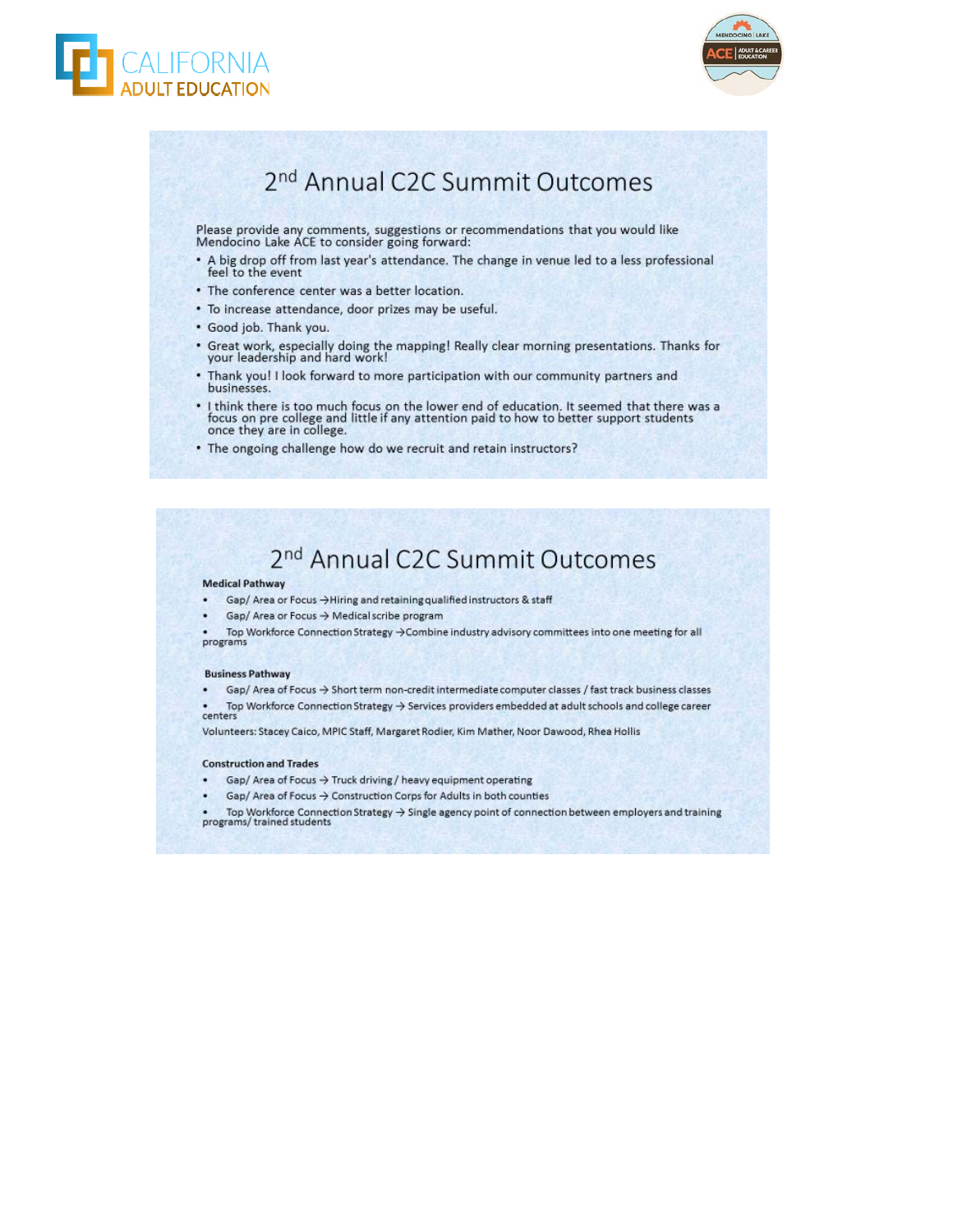# 2nd Annual C2C Summit Outcomes

Please provide any comments, suggestions or recommendations that you would like Mendocino Lake ACE to consider going forward:

- A big drop off from last year's attendance. The change in venue led to a less professional feel to the event
- The conference center was a better location.
- To increase attendance, door prizes may be useful.
- Good job. Thank you.
- Great work, especially doing the mapping! Really clear morning presentations. Thanks for your leadership and hard work!
- Thank you! I look forward to more participation with our community partners and businesses.
- I think there is too much focus on the lower end of education. It seemed that there was a focus on pre college and little if any attention paid to how to better support students once they are in college.
- The ongoing challenge how do we recruit and retain instructors?

# 2nd Annual C2C Summit Outcomes

**Medical Pathway**

- Gap/ Area or Focus → Hiring and retaining qualified instructors & staff
- Gap/ Area or Focus → Medical scribe program
- Top Workforce Connection Strategy → Combine industry advisory committees into one meeting for all programs

**Business Pathway**

- Gap/ Area of Focus → Short term non-credit intermediate computer classes / fast track business classes
- Top Workforce Connection Strategy → Services providers embedded at adult schools and college career centers

Volunteers: Stacey Caico, MPIC Staff, Margaret Rodier, Kim Mather, Noor Dawood, Rhea Hollis

**Construction and Trades**

- Gap/ Area of Focus → Truck driving / heavy equipment operating
- Gap/ Area of Focus → Construction Corps for Adults in both counties
- Top Workforce Connection Strategy → Single agency point of connection between employers and training programs/ trained students